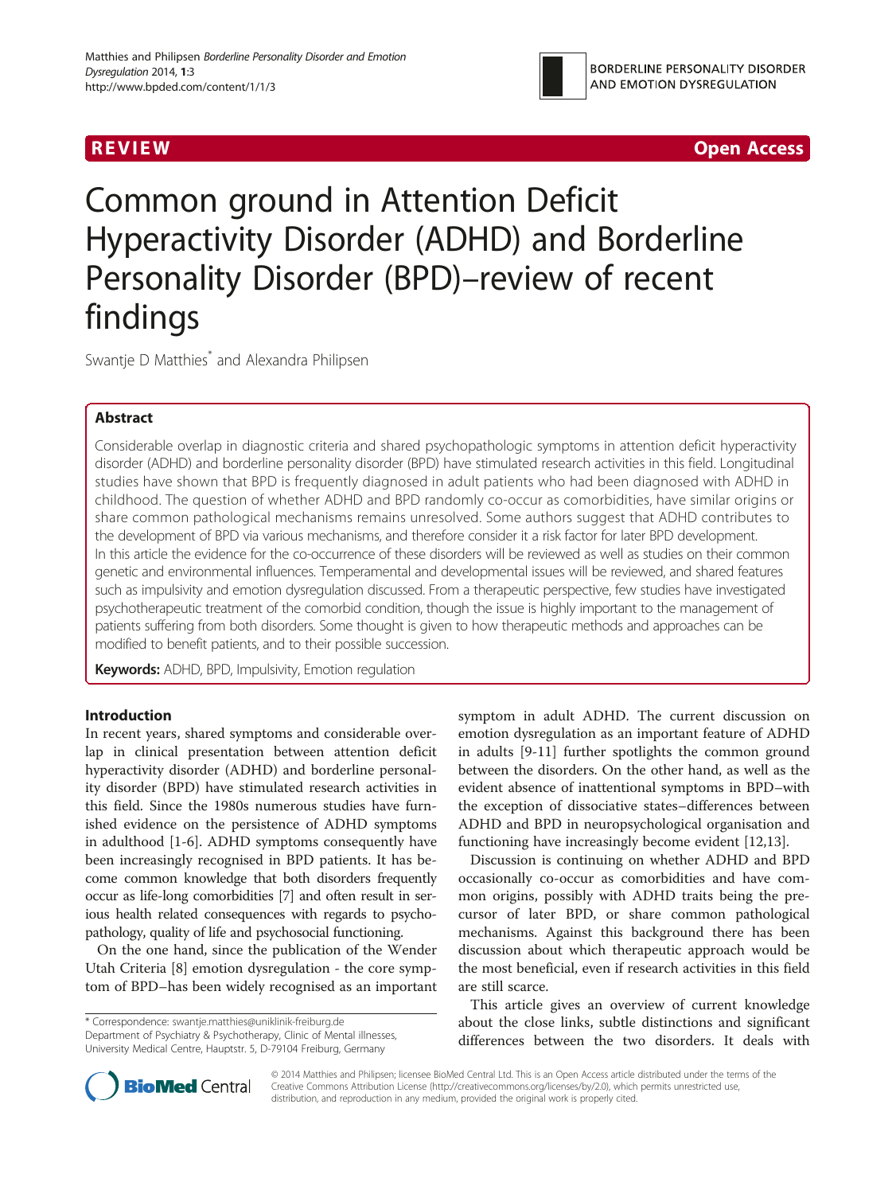REVIEW

Open Access

# Common ground in Attention Deficit Hyperactivity Disorder (ADHD) and Borderline Personality Disorder (BPD)–review of recent findings

Swantje D Matthies* and Alexandra Philipsen

## Abstract

Considerable overlap in diagnostic criteria and shared psychopathologic symptoms in attention deficit hyperactivity disorder (ADHD) and borderline personality disorder (BPD) have stimulated research activities in this field. Longitudinal studies have shown that BPD is frequently diagnosed in adult patients who had been diagnosed with ADHD in childhood. The question of whether ADHD and BPD randomly co-occur as comorbidities, have similar origins or share common pathological mechanisms remains unresolved. Some authors suggest that ADHD contributes to the development of BPD via various mechanisms, and therefore consider it a risk factor for later BPD development. In this article the evidence for the co-occurrence of these disorders will be reviewed as well as studies on their common genetic and environmental influences. Temperamental and developmental issues will be reviewed, and shared features such as impulsivity and emotion dysregulation discussed. From a therapeutic perspective, few studies have investigated psychotherapeutic treatment of the comorbid condition, though the issue is highly important to the management of patients suffering from both disorders. Some thought is given to how therapeutic methods and approaches can be modified to benefit patients, and to their possible succession.

**Keywords:** ADHD, BPD, Impulsivity, Emotion regulation

## Introduction

In recent years, shared symptoms and considerable overlap in clinical presentation between attention deficit hyperactivity disorder (ADHD) and borderline personality disorder (BPD) have stimulated research activities in this field. Since the 1980s numerous studies have furnished evidence on the persistence of ADHD symptoms in adulthood [1-6]. ADHD symptoms consequently have been increasingly recognised in BPD patients. It has become common knowledge that both disorders frequently occur as life-long comorbidities [7] and often result in serious health related consequences with regards to psychopathology, quality of life and psychosocial functioning.

On the one hand, since the publication of the Wender Utah Criteria [8] emotion dysregulation - the core symptom of BPD–has been widely recognised as an important symptom in adult ADHD. The current discussion on emotion dysregulation as an important feature of ADHD in adults [9-11] further spotlights the common ground between the disorders. On the other hand, as well as the evident absence of inattentional symptoms in BPD–with the exception of dissociative states–differences between ADHD and BPD in neuropsychological organisation and functioning have increasingly become evident [12,13].

Discussion is continuing on whether ADHD and BPD occasionally co-occur as comorbidities and have common origins, possibly with ADHD traits being the precursor of later BPD, or share common pathological mechanisms. Against this background there has been discussion about which therapeutic approach would be the most beneficial, even if research activities in this field are still scarce.

This article gives an overview of current knowledge about the close links, subtle distinctions and significant differences between the two disorders. It deals with

* Correspondence: swantje.matthies@uniklinik-freiburg.de
Department of Psychiatry & Psychotherapy, Clinic of Mental illnesses, University Medical Centre, Hauptstr. 5, D-79104 Freiburg, Germany

© 2014 Matthies and Philipsen; licensee BioMed Central Ltd. This is an Open Access article distributed under the terms of the Creative Commons Attribution License (http://creativecommons.org/licenses/by/2.0), which permits unrestricted use, distribution, and reproduction in any medium, provided the original work is properly cited.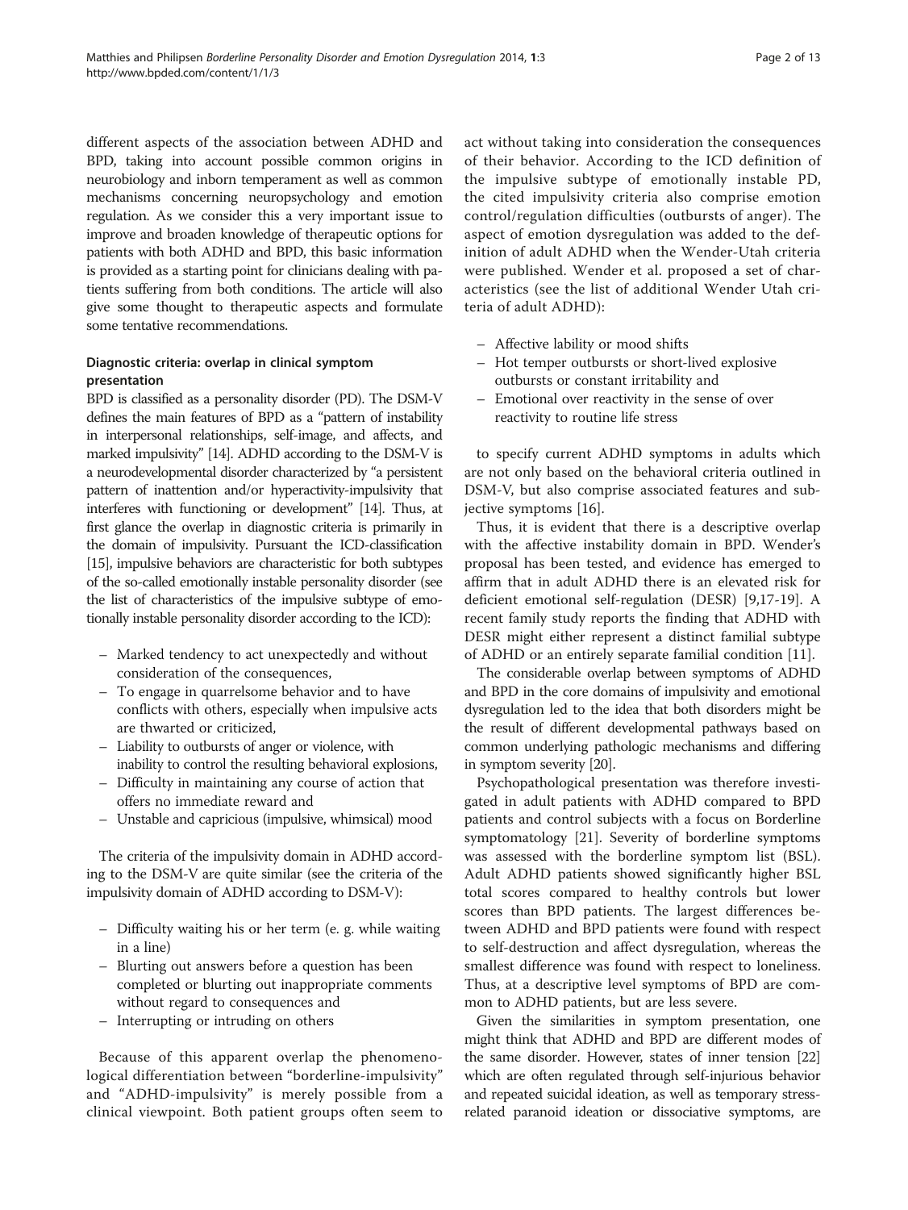different aspects of the association between ADHD and BPD, taking into account possible common origins in neurobiology and inborn temperament as well as common mechanisms concerning neuropsychology and emotion regulation. As we consider this a very important issue to improve and broaden knowledge of therapeutic options for patients with both ADHD and BPD, this basic information is provided as a starting point for clinicians dealing with patients suffering from both conditions. The article will also give some thought to therapeutic aspects and formulate some tentative recommendations.

### Diagnostic criteria: overlap in clinical symptom presentation

BPD is classified as a personality disorder (PD). The DSM-V defines the main features of BPD as a "pattern of instability in interpersonal relationships, self-image, and affects, and marked impulsivity" [14]. ADHD according to the DSM-V is a neurodevelopmental disorder characterized by "a persistent pattern of inattention and/or hyperactivity-impulsivity that interferes with functioning or development" [14]. Thus, at first glance the overlap in diagnostic criteria is primarily in the domain of impulsivity. Pursuant the ICD-classification [15], impulsive behaviors are characteristic for both subtypes of the so-called emotionally instable personality disorder (see the list of characteristics of the impulsive subtype of emotionally instable personality disorder according to the ICD):

- Marked tendency to act unexpectedly and without consideration of the consequences,
- To engage in quarrelsome behavior and to have conflicts with others, especially when impulsive acts are thwarted or criticized,
- Liability to outbursts of anger or violence, with inability to control the resulting behavioral explosions,
- Difficulty in maintaining any course of action that offers no immediate reward and
- Unstable and capricious (impulsive, whimsical) mood

The criteria of the impulsivity domain in ADHD according to the DSM-V are quite similar (see the criteria of the impulsivity domain of ADHD according to DSM-V):

- Difficulty waiting his or her term (e. g. while waiting in a line)
- Blurting out answers before a question has been completed or blurting out inappropriate comments without regard to consequences and
- Interrupting or intruding on others

Because of this apparent overlap the phenomenological differentiation between "borderline-impulsivity" and "ADHD-impulsivity" is merely possible from a clinical viewpoint. Both patient groups often seem to act without taking into consideration the consequences of their behavior. According to the ICD definition of the impulsive subtype of emotionally instable PD, the cited impulsivity criteria also comprise emotion control/regulation difficulties (outbursts of anger). The aspect of emotion dysregulation was added to the definition of adult ADHD when the Wender-Utah criteria were published. Wender et al. proposed a set of characteristics (see the list of additional Wender Utah criteria of adult ADHD):

- Affective lability or mood shifts
- Hot temper outbursts or short-lived explosive outbursts or constant irritability and
- Emotional over reactivity in the sense of over reactivity to routine life stress

to specify current ADHD symptoms in adults which are not only based on the behavioral criteria outlined in DSM-V, but also comprise associated features and subjective symptoms [16].

Thus, it is evident that there is a descriptive overlap with the affective instability domain in BPD. Wender's proposal has been tested, and evidence has emerged to affirm that in adult ADHD there is an elevated risk for deficient emotional self-regulation (DESR) [9,17-19]. A recent family study reports the finding that ADHD with DESR might either represent a distinct familial subtype of ADHD or an entirely separate familial condition [11].

The considerable overlap between symptoms of ADHD and BPD in the core domains of impulsivity and emotional dysregulation led to the idea that both disorders might be the result of different developmental pathways based on common underlying pathologic mechanisms and differing in symptom severity [20].

Psychopathological presentation was therefore investigated in adult patients with ADHD compared to BPD patients and control subjects with a focus on Borderline symptomatology [21]. Severity of borderline symptoms was assessed with the borderline symptom list (BSL). Adult ADHD patients showed significantly higher BSL total scores compared to healthy controls but lower scores than BPD patients. The largest differences between ADHD and BPD patients were found with respect to self-destruction and affect dysregulation, whereas the smallest difference was found with respect to loneliness. Thus, at a descriptive level symptoms of BPD are common to ADHD patients, but are less severe.

Given the similarities in symptom presentation, one might think that ADHD and BPD are different modes of the same disorder. However, states of inner tension [22] which are often regulated through self-injurious behavior and repeated suicidal ideation, as well as temporary stress-related paranoid ideation or dissociative symptoms, are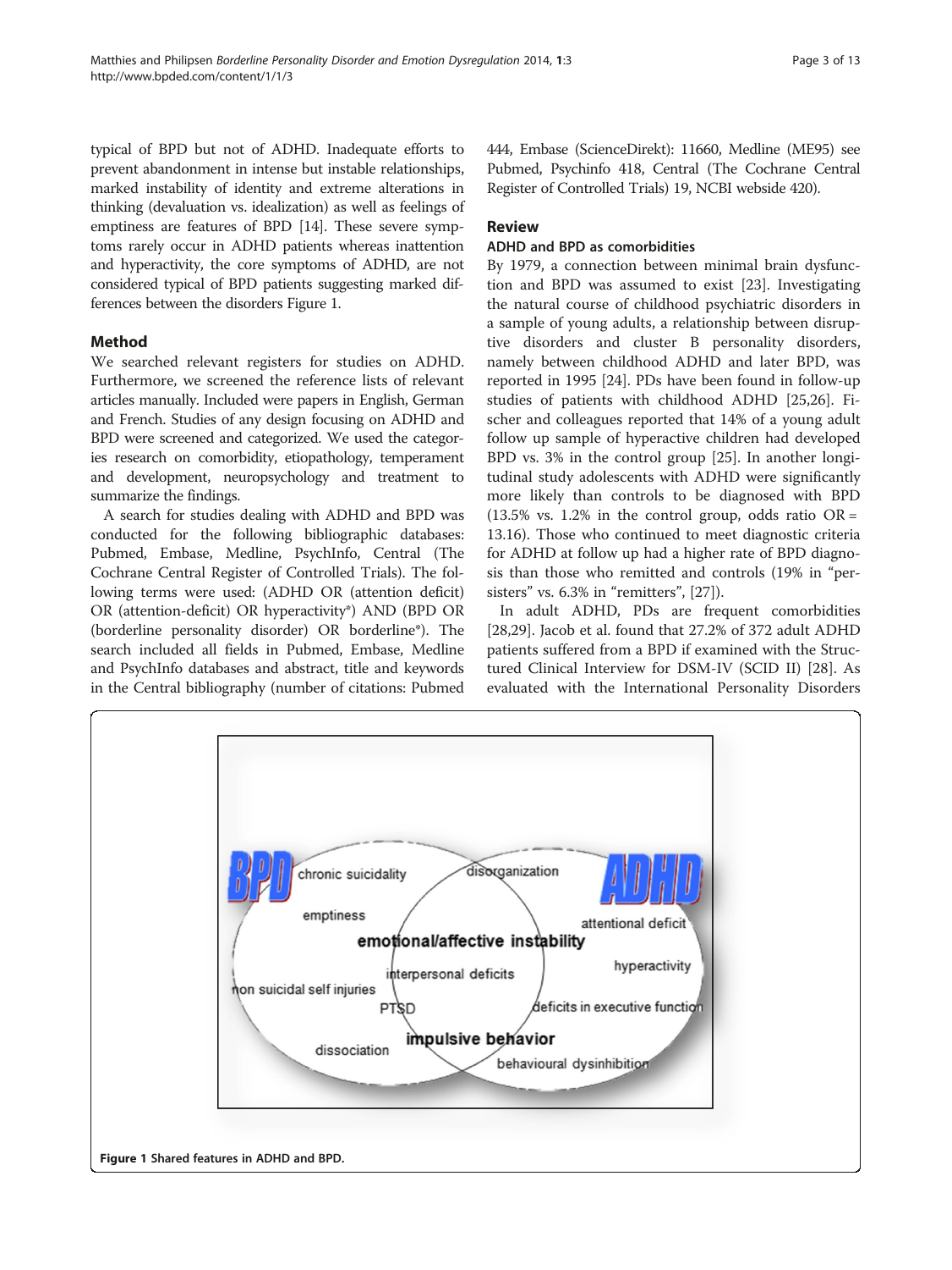typical of BPD but not of ADHD. Inadequate efforts to prevent abandonment in intense but instable relationships, marked instability of identity and extreme alterations in thinking (devaluation vs. idealization) as well as feelings of emptiness are features of BPD [14]. These severe symptoms rarely occur in ADHD patients whereas inattention and hyperactivity, the core symptoms of ADHD, are not considered typical of BPD patients suggesting marked differences between the disorders Figure 1.

## Method

We searched relevant registers for studies on ADHD. Furthermore, we screened the reference lists of relevant articles manually. Included were papers in English, German and French. Studies of any design focusing on ADHD and BPD were screened and categorized. We used the categories research on comorbidity, etiopathology, temperament and development, neuropsychology and treatment to summarize the findings.

A search for studies dealing with ADHD and BPD was conducted for the following bibliographic databases: Pubmed, Embase, Medline, PsychInfo, Central (The Cochrane Central Register of Controlled Trials). The following terms were used: (ADHD OR (attention deficit) OR (attention-deficit) OR hyperactivity*) AND (BPD OR (borderline personality disorder) OR borderline*). The search included all fields in Pubmed, Embase, Medline and PsychInfo databases and abstract, title and keywords in the Central bibliography (number of citations: Pubmed 444, Embase (ScienceDirekt): 11660, Medline (ME95) see Pubmed, Psychinfo 418, Central (The Cochrane Central Register of Controlled Trials) 19, NCBI webside 420).

## Review

### ADHD and BPD as comorbidities

By 1979, a connection between minimal brain dysfunction and BPD was assumed to exist [23]. Investigating the natural course of childhood psychiatric disorders in a sample of young adults, a relationship between disruptive disorders and cluster B personality disorders, namely between childhood ADHD and later BPD, was reported in 1995 [24]. PDs have been found in follow-up studies of patients with childhood ADHD [25,26]. Fischer and colleagues reported that 14% of a young adult follow up sample of hyperactive children had developed BPD vs. 3% in the control group [25]. In another longitudinal study adolescents with ADHD were significantly more likely than controls to be diagnosed with BPD (13.5% vs. 1.2% in the control group, odds ratio OR = 13.16). Those who continued to meet diagnostic criteria for ADHD at follow up had a higher rate of BPD diagnosis than those who remitted and controls (19% in "persisters" vs. 6.3% in "remitters", [27]).

In adult ADHD, PDs are frequent comorbidities [28,29]. Jacob et al. found that 27.2% of 372 adult ADHD patients suffered from a BPD if examined with the Structured Clinical Interview for DSM-IV (SCID II) [28]. As evaluated with the International Personality Disorders

Figure 1 Shared features in ADHD and BPD.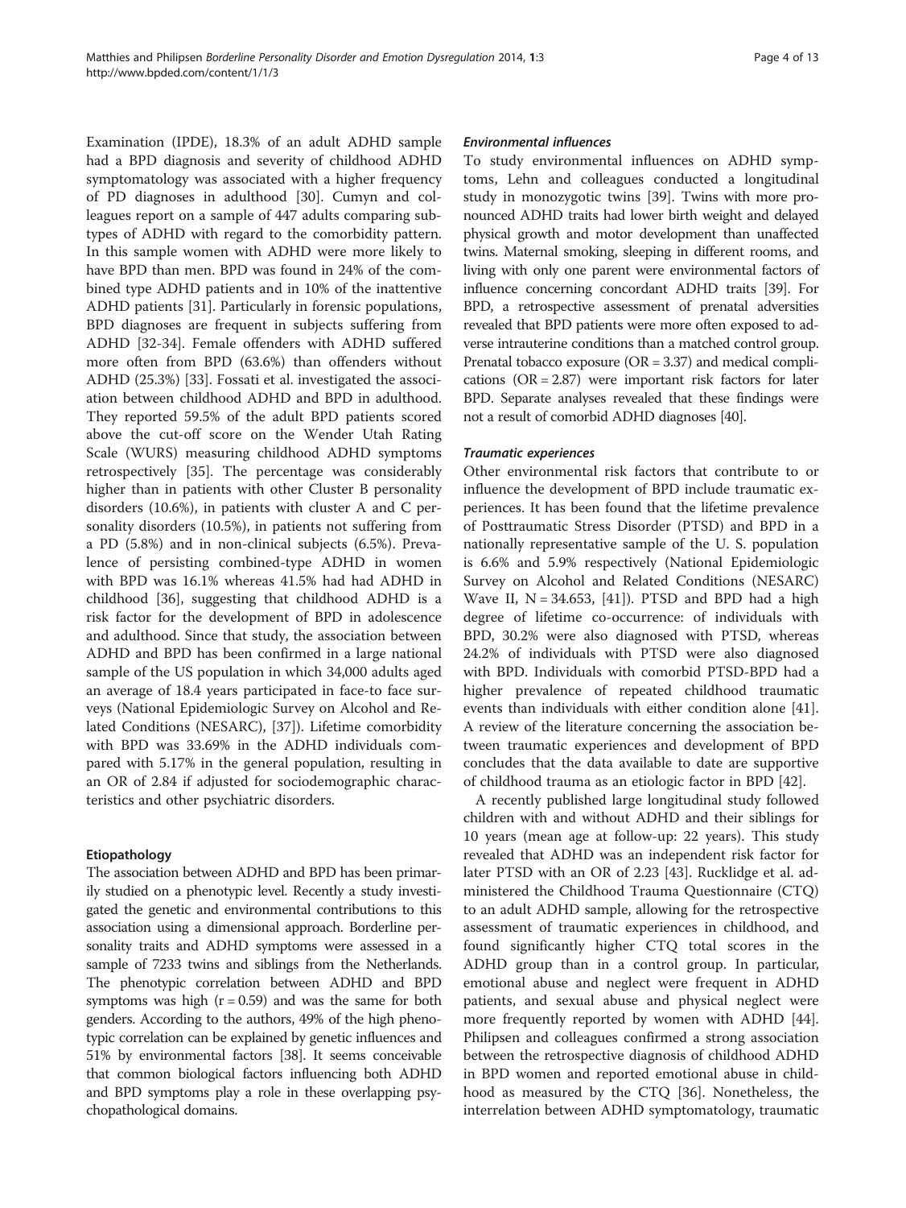Examination (IPDE), 18.3% of an adult ADHD sample had a BPD diagnosis and severity of childhood ADHD symptomatology was associated with a higher frequency of PD diagnoses in adulthood [30]. Cumyn and colleagues report on a sample of 447 adults comparing subtypes of ADHD with regard to the comorbidity pattern. In this sample women with ADHD were more likely to have BPD than men. BPD was found in 24% of the combined type ADHD patients and in 10% of the inattentive ADHD patients [31]. Particularly in forensic populations, BPD diagnoses are frequent in subjects suffering from ADHD [32-34]. Female offenders with ADHD suffered more often from BPD (63.6%) than offenders without ADHD (25.3%) [33]. Fossati et al. investigated the association between childhood ADHD and BPD in adulthood. They reported 59.5% of the adult BPD patients scored above the cut-off score on the Wender Utah Rating Scale (WURS) measuring childhood ADHD symptoms retrospectively [35]. The percentage was considerably higher than in patients with other Cluster B personality disorders (10.6%), in patients with cluster A and C personality disorders (10.5%), in patients not suffering from a PD (5.8%) and in non-clinical subjects (6.5%). Prevalence of persisting combined-type ADHD in women with BPD was 16.1% whereas 41.5% had had ADHD in childhood [36], suggesting that childhood ADHD is a risk factor for the development of BPD in adolescence and adulthood. Since that study, the association between ADHD and BPD has been confirmed in a large national sample of the US population in which 34,000 adults aged an average of 18.4 years participated in face-to face surveys (National Epidemiologic Survey on Alcohol and Related Conditions (NESARC), [37]). Lifetime comorbidity with BPD was 33.69% in the ADHD individuals compared with 5.17% in the general population, resulting in an OR of 2.84 if adjusted for sociodemographic characteristics and other psychiatric disorders.

## Etiopathology

The association between ADHD and BPD has been primarily studied on a phenotypic level. Recently a study investigated the genetic and environmental contributions to this association using a dimensional approach. Borderline personality traits and ADHD symptoms were assessed in a sample of 7233 twins and siblings from the Netherlands. The phenotypic correlation between ADHD and BPD symptoms was high ($r = 0.59$) and was the same for both genders. According to the authors, 49% of the high phenotypic correlation can be explained by genetic influences and 51% by environmental factors [38]. It seems conceivable that common biological factors influencing both ADHD and BPD symptoms play a role in these overlapping psychopathological domains.

### *Environmental influences*

To study environmental influences on ADHD symptoms, Lehn and colleagues conducted a longitudinal study in monozygotic twins [39]. Twins with more pronounced ADHD traits had lower birth weight and delayed physical growth and motor development than unaffected twins. Maternal smoking, sleeping in different rooms, and living with only one parent were environmental factors of influence concerning concordant ADHD traits [39]. For BPD, a retrospective assessment of prenatal adversities revealed that BPD patients were more often exposed to adverse intrauterine conditions than a matched control group. Prenatal tobacco exposure (OR = 3.37) and medical complications (OR = 2.87) were important risk factors for later BPD. Separate analyses revealed that these findings were not a result of comorbid ADHD diagnoses [40].

### *Traumatic experiences*

Other environmental risk factors that contribute to or influence the development of BPD include traumatic experiences. It has been found that the lifetime prevalence of Posttraumatic Stress Disorder (PTSD) and BPD in a nationally representative sample of the U. S. population is 6.6% and 5.9% respectively (National Epidemiologic Survey on Alcohol and Related Conditions (NESARC) Wave II, N = 34.653, [41]). PTSD and BPD had a high degree of lifetime co-occurrence: of individuals with BPD, 30.2% were also diagnosed with PTSD, whereas 24.2% of individuals with PTSD were also diagnosed with BPD. Individuals with comorbid PTSD-BPD had a higher prevalence of repeated childhood traumatic events than individuals with either condition alone [41]. A review of the literature concerning the association between traumatic experiences and development of BPD concludes that the data available to date are supportive of childhood trauma as an etiologic factor in BPD [42].

A recently published large longitudinal study followed children with and without ADHD and their siblings for 10 years (mean age at follow-up: 22 years). This study revealed that ADHD was an independent risk factor for later PTSD with an OR of 2.23 [43]. Rucklidge et al. administered the Childhood Trauma Questionnaire (CTQ) to an adult ADHD sample, allowing for the retrospective assessment of traumatic experiences in childhood, and found significantly higher CTQ total scores in the ADHD group than in a control group. In particular, emotional abuse and neglect were frequent in ADHD patients, and sexual abuse and physical neglect were more frequently reported by women with ADHD [44]. Philipsen and colleagues confirmed a strong association between the retrospective diagnosis of childhood ADHD in BPD women and reported emotional abuse in childhood as measured by the CTQ [36]. Nonetheless, the interrelation between ADHD symptomatology, traumatic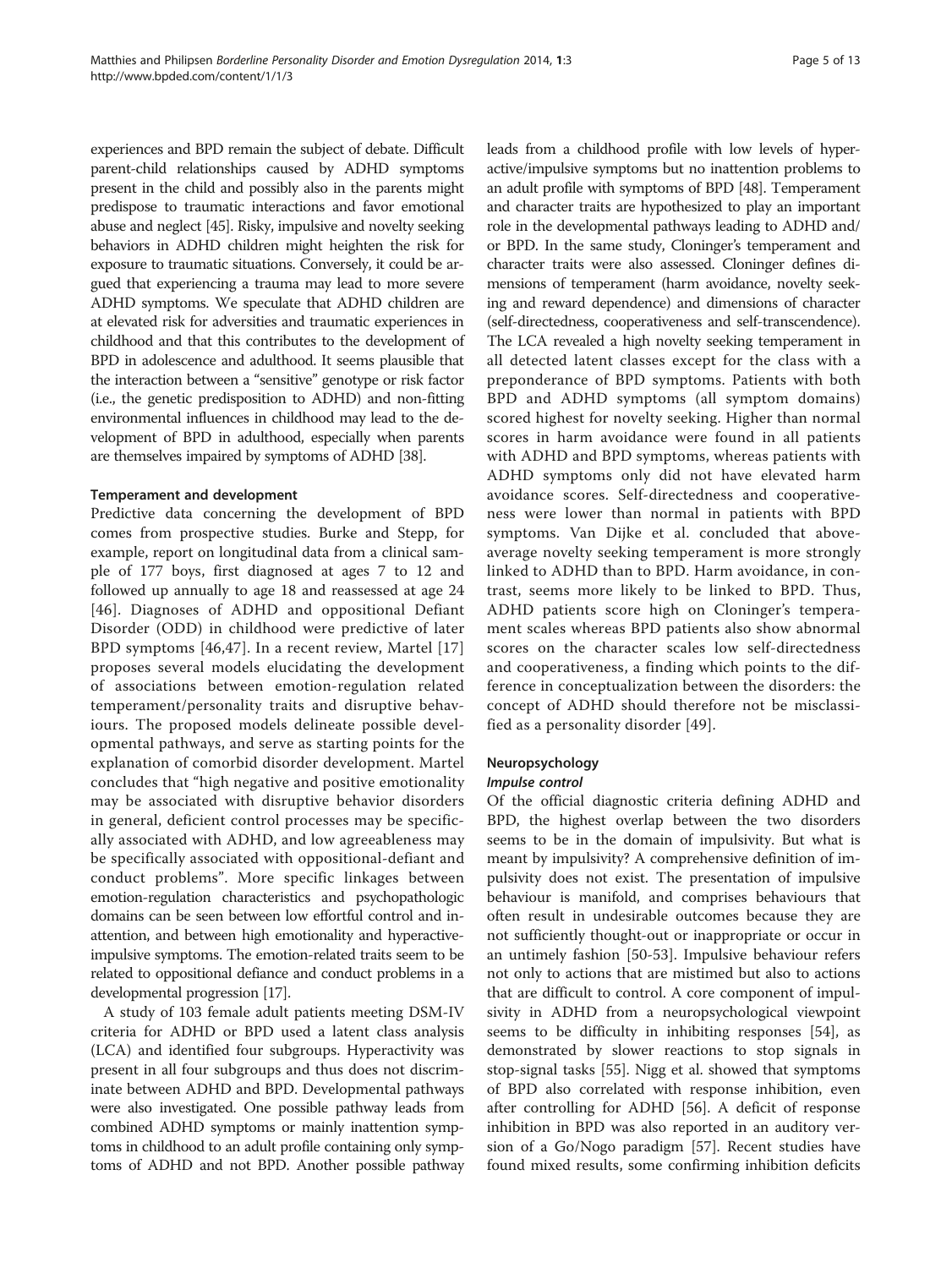experiences and BPD remain the subject of debate. Difficult parent-child relationships caused by ADHD symptoms present in the child and possibly also in the parents might predispose to traumatic interactions and favor emotional abuse and neglect [45]. Risky, impulsive and novelty seeking behaviors in ADHD children might heighten the risk for exposure to traumatic situations. Conversely, it could be argued that experiencing a trauma may lead to more severe ADHD symptoms. We speculate that ADHD children are at elevated risk for adversities and traumatic experiences in childhood and that this contributes to the development of BPD in adolescence and adulthood. It seems plausible that the interaction between a "sensitive" genotype or risk factor (i.e., the genetic predisposition to ADHD) and non-fitting environmental influences in childhood may lead to the development of BPD in adulthood, especially when parents are themselves impaired by symptoms of ADHD [38].

## Temperament and development

Predictive data concerning the development of BPD comes from prospective studies. Burke and Stepp, for example, report on longitudinal data from a clinical sample of 177 boys, first diagnosed at ages 7 to 12 and followed up annually to age 18 and reassessed at age 24 [46]. Diagnoses of ADHD and oppositional Defiant Disorder (ODD) in childhood were predictive of later BPD symptoms [46,47]. In a recent review, Martel [17] proposes several models elucidating the development of associations between emotion-regulation related temperament/personality traits and disruptive behaviours. The proposed models delineate possible developmental pathways, and serve as starting points for the explanation of comorbid disorder development. Martel concludes that "high negative and positive emotionality may be associated with disruptive behavior disorders in general, deficient control processes may be specifically associated with ADHD, and low agreeableness may be specifically associated with oppositional-defiant and conduct problems". More specific linkages between emotion-regulation characteristics and psychopathologic domains can be seen between low effortful control and inattention, and between high emotionality and hyperactive-impulsive symptoms. The emotion-related traits seem to be related to oppositional defiance and conduct problems in a developmental progression [17].

A study of 103 female adult patients meeting DSM-IV criteria for ADHD or BPD used a latent class analysis (LCA) and identified four subgroups. Hyperactivity was present in all four subgroups and thus does not discriminate between ADHD and BPD. Developmental pathways were also investigated. One possible pathway leads from combined ADHD symptoms or mainly inattention symptoms in childhood to an adult profile containing only symptoms of ADHD and not BPD. Another possible pathway leads from a childhood profile with low levels of hyperactive/impulsive symptoms but no inattention problems to an adult profile with symptoms of BPD [48]. Temperament and character traits are hypothesized to play an important role in the developmental pathways leading to ADHD and/or BPD. In the same study, Cloninger's temperament and character traits were also assessed. Cloninger defines dimensions of temperament (harm avoidance, novelty seeking and reward dependence) and dimensions of character (self-directedness, cooperativeness and self-transcendence). The LCA revealed a high novelty seeking temperament in all detected latent classes except for the class with a preponderance of BPD symptoms. Patients with both BPD and ADHD symptoms (all symptom domains) scored highest for novelty seeking. Higher than normal scores in harm avoidance were found in all patients with ADHD and BPD symptoms, whereas patients with ADHD symptoms only did not have elevated harm avoidance scores. Self-directedness and cooperativeness were lower than normal in patients with BPD symptoms. Van Dijke et al. concluded that above-average novelty seeking temperament is more strongly linked to ADHD than to BPD. Harm avoidance, in contrast, seems more likely to be linked to BPD. Thus, ADHD patients score high on Cloninger's temperament scales whereas BPD patients also show abnormal scores on the character scales low self-directedness and cooperativeness, a finding which points to the difference in conceptualization between the disorders: the concept of ADHD should therefore not be misclassified as a personality disorder [49].

## Neuropsychology

### *Impulse control*

Of the official diagnostic criteria defining ADHD and BPD, the highest overlap between the two disorders seems to be in the domain of impulsivity. But what is meant by impulsivity? A comprehensive definition of impulsivity does not exist. The presentation of impulsive behaviour is manifold, and comprises behaviours that often result in undesirable outcomes because they are not sufficiently thought-out or inappropriate or occur in an untimely fashion [50-53]. Impulsive behaviour refers not only to actions that are mistimed but also to actions that are difficult to control. A core component of impulsivity in ADHD from a neuropsychological viewpoint seems to be difficulty in inhibiting responses [54], as demonstrated by slower reactions to stop signals in stop-signal tasks [55]. Nigg et al. showed that symptoms of BPD also correlated with response inhibition, even after controlling for ADHD [56]. A deficit of response inhibition in BPD was also reported in an auditory version of a Go/Nogo paradigm [57]. Recent studies have found mixed results, some confirming inhibition deficits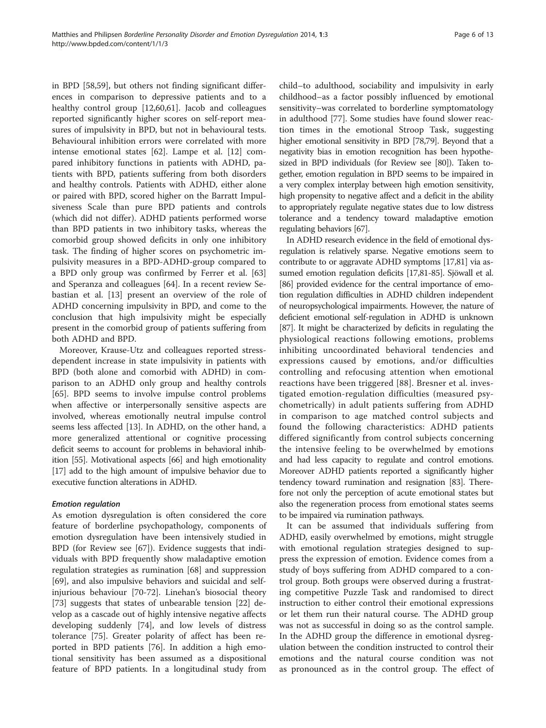in BPD [58,59], but others not finding significant differences in comparison to depressive patients and to a healthy control group [12,60,61]. Jacob and colleagues reported significantly higher scores on self-report measures of impulsivity in BPD, but not in behavioural tests. Behavioural inhibition errors were correlated with more intense emotional states [62]. Lampe et al. [12] compared inhibitory functions in patients with ADHD, patients with BPD, patients suffering from both disorders and healthy controls. Patients with ADHD, either alone or paired with BPD, scored higher on the Barratt Impulsiveness Scale than pure BPD patients and controls (which did not differ). ADHD patients performed worse than BPD patients in two inhibitory tasks, whereas the comorbid group showed deficits in only one inhibitory task. The finding of higher scores on psychometric impulsivity measures in a BPD-ADHD-group compared to a BPD only group was confirmed by Ferrer et al. [63] and Speranza and colleagues [64]. In a recent review Sebastian et al. [13] present an overview of the role of ADHD concerning impulsivity in BPD, and come to the conclusion that high impulsivity might be especially present in the comorbid group of patients suffering from both ADHD and BPD.

Moreover, Krause-Utz and colleagues reported stress-dependent increase in state impulsivity in patients with BPD (both alone and comorbid with ADHD) in comparison to an ADHD only group and healthy controls [65]. BPD seems to involve impulse control problems when affective or interpersonally sensitive aspects are involved, whereas emotionally neutral impulse control seems less affected [13]. In ADHD, on the other hand, a more generalized attentional or cognitive processing deficit seems to account for problems in behavioral inhibition [55]. Motivational aspects [66] and high emotionality [17] add to the high amount of impulsive behavior due to executive function alterations in ADHD.

#### *Emotion regulation*

As emotion dysregulation is often considered the core feature of borderline psychopathology, components of emotion dysregulation have been intensively studied in BPD (for Review see [67]). Evidence suggests that individuals with BPD frequently show maladaptive emotion regulation strategies as rumination [68] and suppression [69], and also impulsive behaviors and suicidal and self-injurious behaviour [70-72]. Linehan's biosocial theory [73] suggests that states of unbearable tension [22] develop as a cascade out of highly intensive negative affects developing suddenly [74], and low levels of distress tolerance [75]. Greater polarity of affect has been reported in BPD patients [76]. In addition a high emotional sensitivity has been assumed as a dispositional feature of BPD patients. In a longitudinal study from child–to adulthood, sociability and impulsivity in early childhood–as a factor possibly influenced by emotional sensitivity–was correlated to borderline symptomatology in adulthood [77]. Some studies have found slower reaction times in the emotional Stroop Task, suggesting higher emotional sensitivity in BPD [78,79]. Beyond that a negativity bias in emotion recognition has been hypothesized in BPD individuals (for Review see [80]). Taken together, emotion regulation in BPD seems to be impaired in a very complex interplay between high emotion sensitivity, high propensity to negative affect and a deficit in the ability to appropriately regulate negative states due to low distress tolerance and a tendency toward maladaptive emotion regulating behaviors [67].

In ADHD research evidence in the field of emotional dysregulation is relatively sparse. Negative emotions seem to contribute to or aggravate ADHD symptoms [17,81] via assumed emotion regulation deficits [17,81-85]. Sjöwall et al. [86] provided evidence for the central importance of emotion regulation difficulties in ADHD children independent of neuropsychological impairments. However, the nature of deficient emotional self-regulation in ADHD is unknown [87]. It might be characterized by deficits in regulating the physiological reactions following emotions, problems inhibiting uncoordinated behavioral tendencies and expressions caused by emotions, and/or difficulties controlling and refocusing attention when emotional reactions have been triggered [88]. Bresner et al. investigated emotion-regulation difficulties (measured psychometrically) in adult patients suffering from ADHD in comparison to age matched control subjects and found the following characteristics: ADHD patients differed significantly from control subjects concerning the intensive feeling to be overwhelmed by emotions and had less capacity to regulate and control emotions. Moreover ADHD patients reported a significantly higher tendency toward rumination and resignation [83]. Therefore not only the perception of acute emotional states but also the regeneration process from emotional states seems to be impaired via rumination pathways.

It can be assumed that individuals suffering from ADHD, easily overwhelmed by emotions, might struggle with emotional regulation strategies designed to suppress the expression of emotion. Evidence comes from a study of boys suffering from ADHD compared to a control group. Both groups were observed during a frustrating competitive Puzzle Task and randomised to direct instruction to either control their emotional expressions or let them run their natural course. The ADHD group was not as successful in doing so as the control sample. In the ADHD group the difference in emotional dysregulation between the condition instructed to control their emotions and the natural course condition was not as pronounced as in the control group. The effect of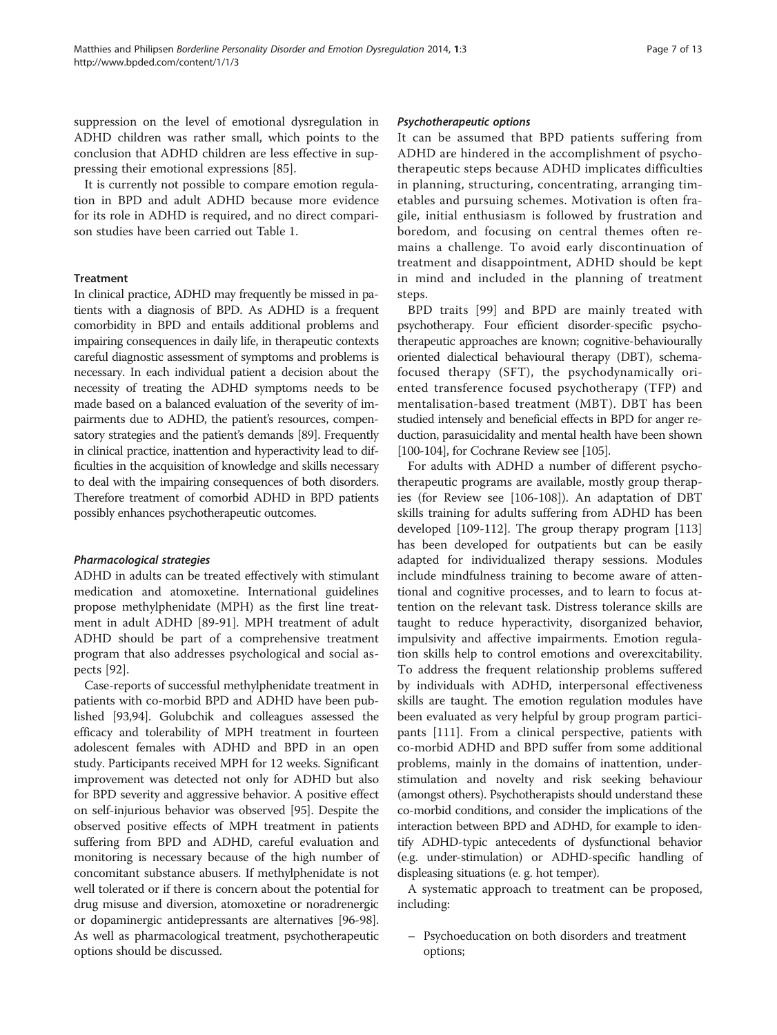suppression on the level of emotional dysregulation in ADHD children was rather small, which points to the conclusion that ADHD children are less effective in suppressing their emotional expressions [85].

It is currently not possible to compare emotion regulation in BPD and adult ADHD because more evidence for its role in ADHD is required, and no direct comparison studies have been carried out Table 1.

### Treatment

In clinical practice, ADHD may frequently be missed in patients with a diagnosis of BPD. As ADHD is a frequent comorbidity in BPD and entails additional problems and impairing consequences in daily life, in therapeutic contexts careful diagnostic assessment of symptoms and problems is necessary. In each individual patient a decision about the necessity of treating the ADHD symptoms needs to be made based on a balanced evaluation of the severity of impairments due to ADHD, the patient's resources, compensatory strategies and the patient's demands [89]. Frequently in clinical practice, inattention and hyperactivity lead to difficulties in the acquisition of knowledge and skills necessary to deal with the impairing consequences of both disorders. Therefore treatment of comorbid ADHD in BPD patients possibly enhances psychotherapeutic outcomes.

#### *Pharmacological strategies*

ADHD in adults can be treated effectively with stimulant medication and atomoxetine. International guidelines propose methylphenidate (MPH) as the first line treatment in adult ADHD [89-91]. MPH treatment of adult ADHD should be part of a comprehensive treatment program that also addresses psychological and social aspects [92].

Case-reports of successful methylphenidate treatment in patients with co-morbid BPD and ADHD have been published [93,94]. Golubchik and colleagues assessed the efficacy and tolerability of MPH treatment in fourteen adolescent females with ADHD and BPD in an open study. Participants received MPH for 12 weeks. Significant improvement was detected not only for ADHD but also for BPD severity and aggressive behavior. A positive effect on self-injurious behavior was observed [95]. Despite the observed positive effects of MPH treatment in patients suffering from BPD and ADHD, careful evaluation and monitoring is necessary because of the high number of concomitant substance abusers. If methylphenidate is not well tolerated or if there is concern about the potential for drug misuse and diversion, atomoxetine or noradrenergic or dopaminergic antidepressants are alternatives [96-98]. As well as pharmacological treatment, psychotherapeutic options should be discussed.

#### *Psychotherapeutic options*

It can be assumed that BPD patients suffering from ADHD are hindered in the accomplishment of psychotherapeutic steps because ADHD implicates difficulties in planning, structuring, concentrating, arranging timetables and pursuing schemes. Motivation is often fragile, initial enthusiasm is followed by frustration and boredom, and focusing on central themes often remains a challenge. To avoid early discontinuation of treatment and disappointment, ADHD should be kept in mind and included in the planning of treatment steps.

BPD traits [99] and BPD are mainly treated with psychotherapy. Four efficient disorder-specific psychotherapeutic approaches are known; cognitive-behaviourally oriented dialectical behavioural therapy (DBT), schema-focused therapy (SFT), the psychodynamically oriented transference focused psychotherapy (TFP) and mentalisation-based treatment (MBT). DBT has been studied intensely and beneficial effects in BPD for anger reduction, parasuicidality and mental health have been shown [100-104], for Cochrane Review see [105].

For adults with ADHD a number of different psychotherapeutic programs are available, mostly group therapies (for Review see [106-108]). An adaptation of DBT skills training for adults suffering from ADHD has been developed [109-112]. The group therapy program [113] has been developed for outpatients but can be easily adapted for individualized therapy sessions. Modules include mindfulness training to become aware of attentional and cognitive processes, and to learn to focus attention on the relevant task. Distress tolerance skills are taught to reduce hyperactivity, disorganized behavior, impulsivity and affective impairments. Emotion regulation skills help to control emotions and overexcitability. To address the frequent relationship problems suffered by individuals with ADHD, interpersonal effectiveness skills are taught. The emotion regulation modules have been evaluated as very helpful by group program participants [111]. From a clinical perspective, patients with co-morbid ADHD and BPD suffer from some additional problems, mainly in the domains of inattention, understimulation and novelty and risk seeking behaviour (amongst others). Psychotherapists should understand these co-morbid conditions, and consider the implications of the interaction between BPD and ADHD, for example to identify ADHD-typic antecedents of dysfunctional behavior (e.g. under-stimulation) or ADHD-specific handling of displeasing situations (e. g. hot temper).

A systematic approach to treatment can be proposed, including:

- Psychoeducation on both disorders and treatment options;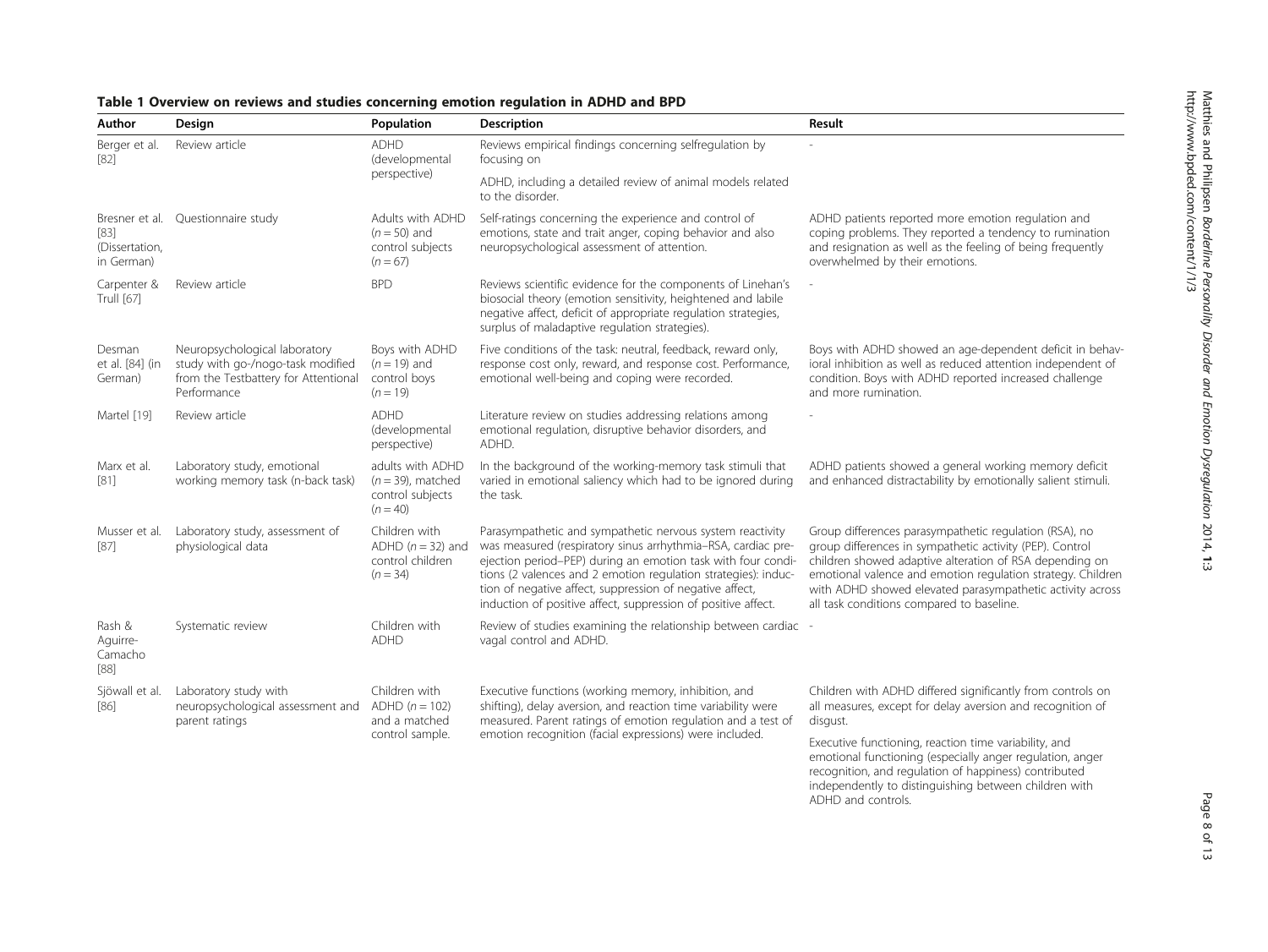**Table 1 Overview on reviews and studies concerning emotion regulation in ADHD and BPD**

| Author | Design | Population | Description | Result |
|---|---|---|---|---|
| Berger et al. [82] | Review article | ADHD (developmental perspective) | Reviews empirical findings concerning selfregulation by focusing on ADHD, including a detailed review of animal models related to the disorder. | - |
| Bresner et al. [83] (Dissertation, in German) | Questionnaire study | Adults with ADHD ($n = 50$) and control subjects ($n = 67$) | Self-ratings concerning the experience and control of emotions, state and trait anger, coping behavior and also neuropsychological assessment of attention. | ADHD patients reported more emotion regulation and coping problems. They reported a tendency to rumination and resignation as well as the feeling of being frequently overwhelmed by their emotions. |
| Carpenter & Trull [67] | Review article | BPD | Reviews scientific evidence for the components of Linehan's biosocial theory (emotion sensitivity, heightened and labile negative affect, deficit of appropriate regulation strategies, surplus of maladaptive regulation strategies). | - |
| Desman et al. [84] (in German) | Neuropsychological laboratory study with go-/nogo-task modified from the Testbattery for Attentional Performance | Boys with ADHD ($n = 19$) and control boys ($n = 19$) | Five conditions of the task: neutral, feedback, reward only, response cost only, reward, and response cost. Performance, emotional well-being and coping were recorded. | Boys with ADHD showed an age-dependent deficit in behavioral inhibition as well as reduced attention independent of condition. Boys with ADHD reported increased challenge and more rumination. |
| Martel [19] | Review article | ADHD (developmental perspective) | Literature review on studies addressing relations among emotional regulation, disruptive behavior disorders, and ADHD. | - |
| Marx et al. [81] | Laboratory study, emotional working memory task (n-back task) | adults with ADHD ($n = 39$), matched control subjects ($n = 40$) | In the background of the working-memory task stimuli that varied in emotional saliency which had to be ignored during the task. | ADHD patients showed a general working memory deficit and enhanced distractability by emotionally salient stimuli. |
| Musser et al. [87] | Laboratory study, assessment of physiological data | Children with ADHD ($n = 32$) and control children ($n = 34$) | Parasympathetic and sympathetic nervous system reactivity was measured (respiratory sinus arrhythmia–RSA, cardiac pre-ejection period–PEP) during an emotion task with four conditions (2 valences and 2 emotion regulation strategies): induction of negative affect, suppression of negative affect, induction of positive affect, suppression of positive affect. | Group differences parasympathetic regulation (RSA), no group differences in sympathetic activity (PEP). Control children showed adaptive alteration of RSA depending on emotional valence and emotion regulation strategy. Children with ADHD showed elevated parasympathetic activity across all task conditions compared to baseline. |
| Rash & Aguirre-Camacho [88] | Systematic review | Children with ADHD | Review of studies examining the relationship between cardiac vagal control and ADHD. | - |
| Sjöwall et al. [86] | Laboratory study with neuropsychological assessment and parent ratings | Children with ADHD ($n = 102$) and a matched control sample. | Executive functions (working memory, inhibition, and shifting), delay aversion, and reaction time variability were measured. Parent ratings of emotion regulation and a test of emotion recognition (facial expressions) were included. | Children with ADHD differed significantly from controls on all measures, except for delay aversion and recognition of disgust. Executive functioning, reaction time variability, and emotional functioning (especially anger regulation, anger recognition, and regulation of happiness) contributed independently to distinguishing between children with ADHD and controls. |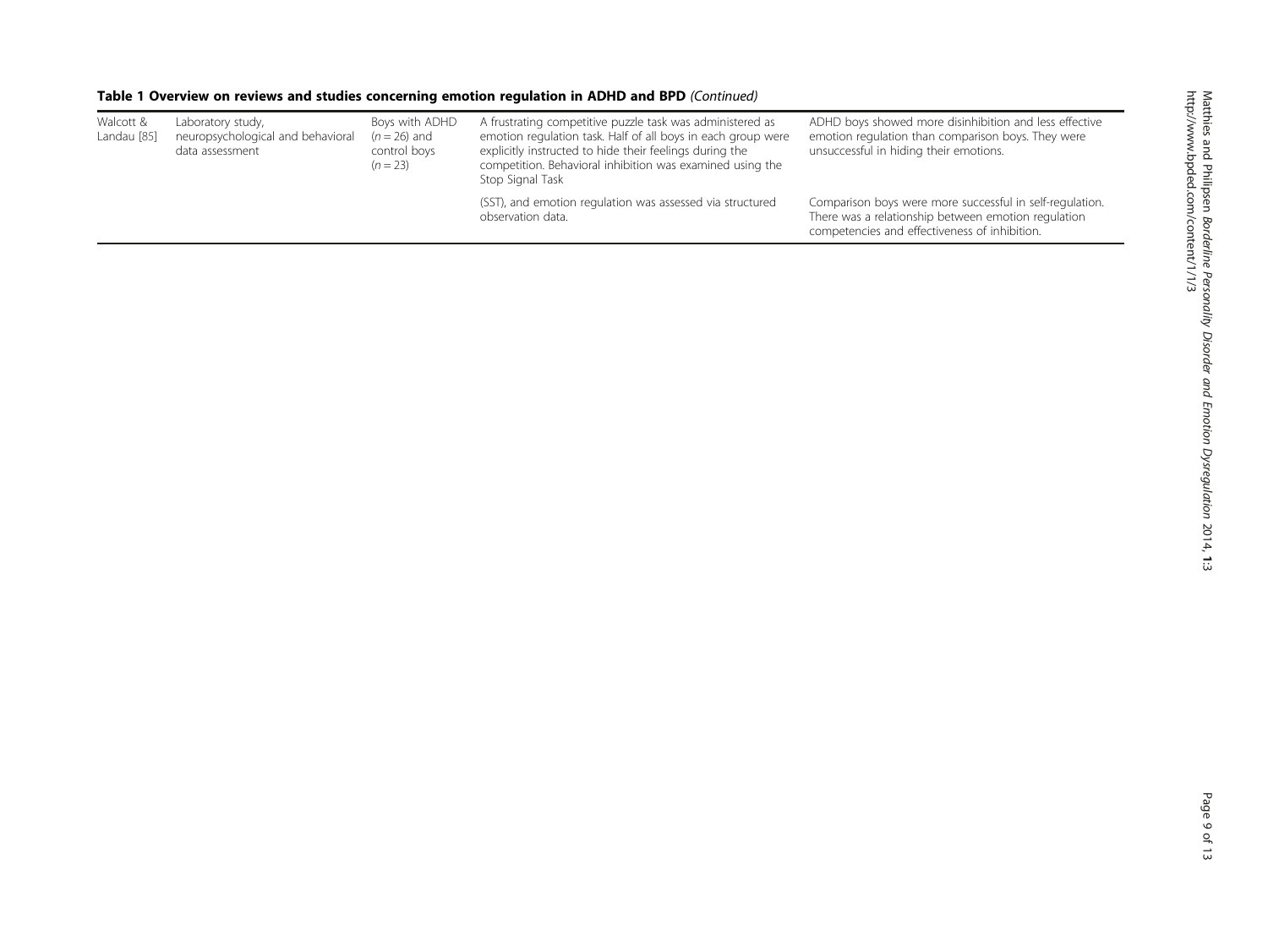**Table 1 Overview on reviews and studies concerning emotion regulation in ADHD and BPD** *(Continued)*

| | | | | |
|---|---|---|---|---|
| Walcott & Landau [85] | Laboratory study, neuropsychological and behavioral data assessment | Boys with ADHD ($n = 26$) and control boys ($n = 23$) | A frustrating competitive puzzle task was administered as emotion regulation task. Half of all boys in each group were explicitly instructed to hide their feelings during the competition. Behavioral inhibition was examined using the Stop Signal Task (SST), and emotion regulation was assessed via structured observation data. | ADHD boys showed more disinhibition and less effective emotion regulation than comparison boys. They were unsuccessful in hiding their emotions. Comparison boys were more successful in self-regulation. There was a relationship between emotion regulation competencies and effectiveness of inhibition. |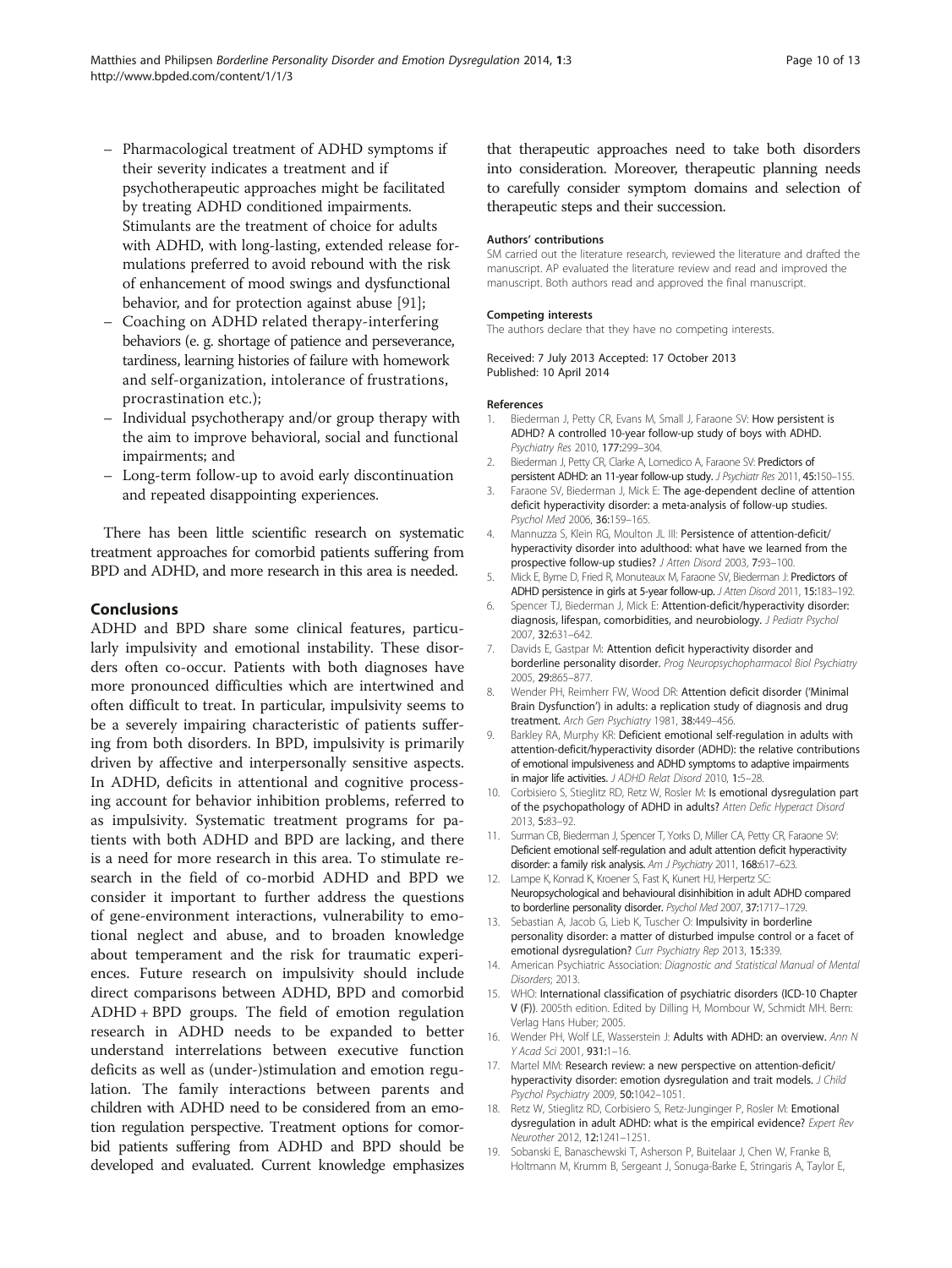- Pharmacological treatment of ADHD symptoms if their severity indicates a treatment and if psychotherapeutic approaches might be facilitated by treating ADHD conditioned impairments. Stimulants are the treatment of choice for adults with ADHD, with long-lasting, extended release formulations preferred to avoid rebound with the risk of enhancement of mood swings and dysfunctional behavior, and for protection against abuse [91];
- Coaching on ADHD related therapy-interfering behaviors (e. g. shortage of patience and perseverance, tardiness, learning histories of failure with homework and self-organization, intolerance of frustrations, procrastination etc.);
- Individual psychotherapy and/or group therapy with the aim to improve behavioral, social and functional impairments; and
- Long-term follow-up to avoid early discontinuation and repeated disappointing experiences.

There has been little scientific research on systematic treatment approaches for comorbid patients suffering from BPD and ADHD, and more research in this area is needed.

## Conclusions

ADHD and BPD share some clinical features, particularly impulsivity and emotional instability. These disorders often co-occur. Patients with both diagnoses have more pronounced difficulties which are intertwined and often difficult to treat. In particular, impulsivity seems to be a severely impairing characteristic of patients suffering from both disorders. In BPD, impulsivity is primarily driven by affective and interpersonally sensitive aspects. In ADHD, deficits in attentional and cognitive processing account for behavior inhibition problems, referred to as impulsivity. Systematic treatment programs for patients with both ADHD and BPD are lacking, and there is a need for more research in this area. To stimulate research in the field of co-morbid ADHD and BPD we consider it important to further address the questions of gene-environment interactions, vulnerability to emotional neglect and abuse, and to broaden knowledge about temperament and the risk for traumatic experiences. Future research on impulsivity should include direct comparisons between ADHD, BPD and comorbid ADHD + BPD groups. The field of emotion regulation research in ADHD needs to be expanded to better understand interrelations between executive function deficits as well as (under-)stimulation and emotion regulation. The family interactions between parents and children with ADHD need to be considered from an emotion regulation perspective. Treatment options for comorbid patients suffering from ADHD and BPD should be developed and evaluated. Current knowledge emphasizes that therapeutic approaches need to take both disorders into consideration. Moreover, therapeutic planning needs to carefully consider symptom domains and selection of therapeutic steps and their succession.

#### Authors' contributions

SM carried out the literature research, reviewed the literature and drafted the manuscript. AP evaluated the literature review and read and improved the manuscript. Both authors read and approved the final manuscript.

#### Competing interests

The authors declare that they have no competing interests.

Received: 7 July 2013 Accepted: 17 October 2013
Published: 10 April 2014

#### References

1. Biederman J, Petty CR, Evans M, Small J, Faraone SV: **How persistent is ADHD? A controlled 10-year follow-up study of boys with ADHD.** *Psychiatry Res* 2010, **177:**299–304.
2. Biederman J, Petty CR, Clarke A, Lomedico A, Faraone SV: **Predictors of persistent ADHD: an 11-year follow-up study.** *J Psychiatr Res* 2011, **45:**150–155.
3. Faraone SV, Biederman J, Mick E: **The age-dependent decline of attention deficit hyperactivity disorder: a meta-analysis of follow-up studies.** *Psychol Med* 2006, **36:**159–165.
4. Mannuzza S, Klein RG, Moulton JL III: **Persistence of attention-deficit/hyperactivity disorder into adulthood: what have we learned from the prospective follow-up studies?** *J Atten Disord* 2003, **7:**93–100.
5. Mick E, Byrne D, Fried R, Monuteaux M, Faraone SV, Biederman J: **Predictors of ADHD persistence in girls at 5-year follow-up.** *J Atten Disord* 2011, **15:**183–192.
6. Spencer TJ, Biederman J, Mick E: **Attention-deficit/hyperactivity disorder: diagnosis, lifespan, comorbidities, and neurobiology.** *J Pediatr Psychol* 2007, **32:**631–642.
7. Davids E, Gastpar M: **Attention deficit hyperactivity disorder and borderline personality disorder.** *Prog Neuropsychopharmacol Biol Psychiatry* 2005, **29:**865–877.
8. Wender PH, Reimherr FW, Wood DR: **Attention deficit disorder ('Minimal Brain Dysfunction') in adults: a replication study of diagnosis and drug treatment.** *Arch Gen Psychiatry* 1981, **38:**449–456.
9. Barkley RA, Murphy KR: **Deficient emotional self-regulation in adults with attention-deficit/hyperactivity disorder (ADHD): the relative contributions of emotional impulsiveness and ADHD symptoms to adaptive impairments in major life activities.** *J ADHD Relat Disord* 2010, **1:**5–28.
10. Corbisiero S, Stieglitz RD, Retz W, Rosler M: **Is emotional dysregulation part of the psychopathology of ADHD in adults?** *Atten Defic Hyperact Disord* 2013, **5:**83–92.
11. Surman CB, Biederman J, Spencer T, Yorks D, Miller CA, Petty CR, Faraone SV: **Deficient emotional self-regulation and adult attention deficit hyperactivity disorder: a family risk analysis.** *Am J Psychiatry* 2011, **168:**617–623.
12. Lampe K, Konrad K, Kroener S, Fast K, Kunert HJ, Herpertz SC: **Neuropsychological and behavioural disinhibition in adult ADHD compared to borderline personality disorder.** *Psychol Med* 2007, **37:**1717–1729.
13. Sebastian A, Jacob G, Lieb K, Tuscher O: **Impulsivity in borderline personality disorder: a matter of disturbed impulse control or a facet of emotional dysregulation?** *Curr Psychiatry Rep* 2013, **15:**339.
14. American Psychiatric Association: *Diagnostic and Statistical Manual of Mental Disorders*; 2013.
15. WHO: **International classification of psychiatric disorders (ICD-10 Chapter V (F)).** 2005th edition. Edited by Dilling H, Mombour W, Schmidt MH. Bern: Verlag Hans Huber; 2005.
16. Wender PH, Wolf LE, Wasserstein J: **Adults with ADHD: an overview.** *Ann N Y Acad Sci* 2001, **931:**1–16.
17. Martel MM: **Research review: a new perspective on attention-deficit/hyperactivity disorder: emotion dysregulation and trait models.** *J Child Psychol Psychiatry* 2009, **50:**1042–1051.
18. Retz W, Stieglitz RD, Corbisiero S, Retz-Junginger P, Rosler M: **Emotional dysregulation in adult ADHD: what is the empirical evidence?** *Expert Rev Neurother* 2012, **12:**1241–1251.
19. Sobanski E, Banaschewski T, Asherson P, Buitelaar J, Chen W, Franke B, Holtmann M, Krumm B, Sergeant J, Sonuga-Barke E, Stringaris A, Taylor E,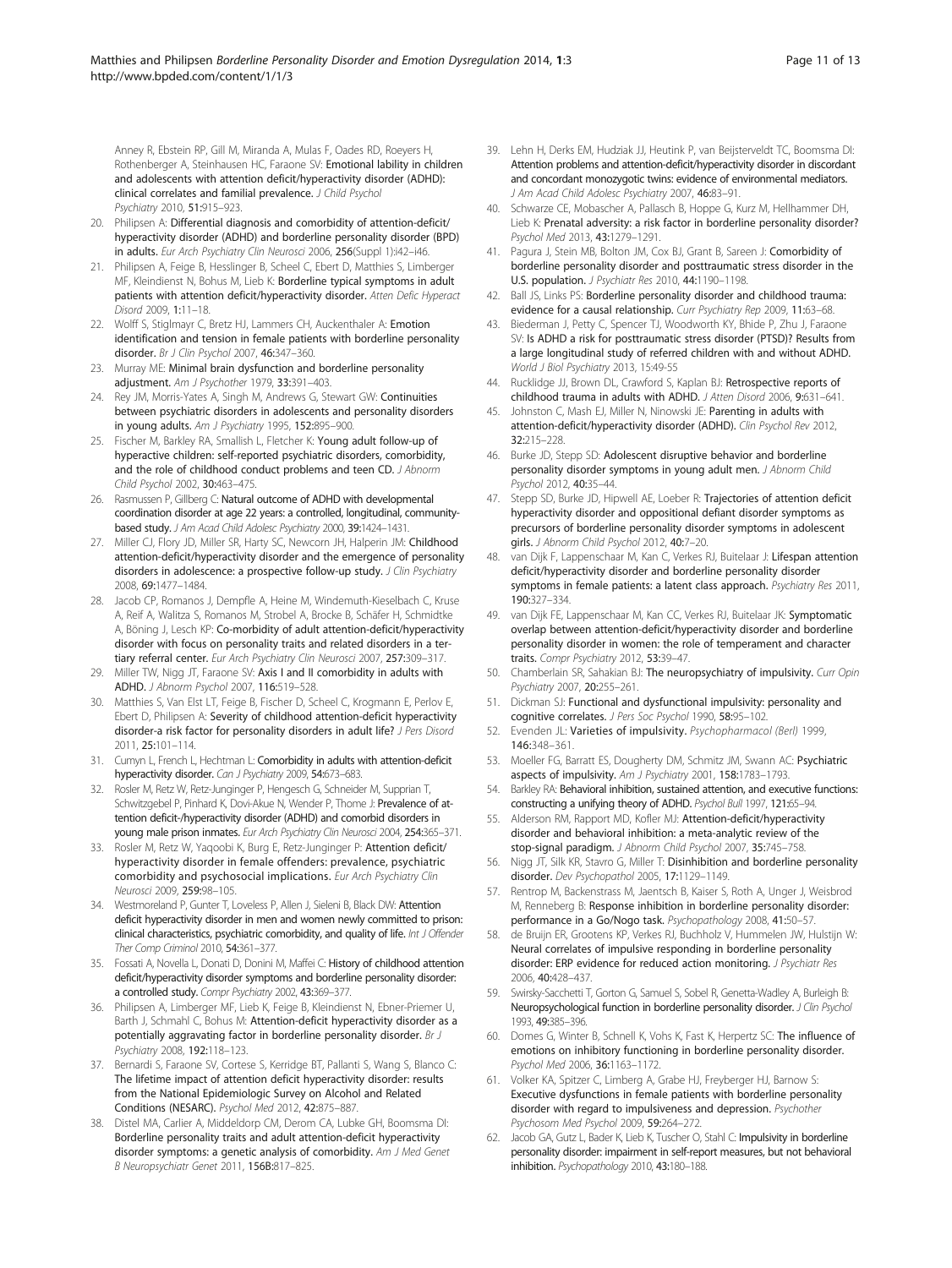Anney R, Ebstein RP, Gill M, Miranda A, Mulas F, Oades RD, Roeyers H, Rothenberger A, Steinhausen HC, Faraone SV: **Emotional lability in children and adolescents with attention deficit/hyperactivity disorder (ADHD): clinical correlates and familial prevalence.** *J Child Psychol Psychiatry* 2010, **51:**915–923.

20. Philipsen A: **Differential diagnosis and comorbidity of attention-deficit/hyperactivity disorder (ADHD) and borderline personality disorder (BPD) in adults.** *Eur Arch Psychiatry Clin Neurosci* 2006, **256**(Suppl 1)**:**i42–i46.
21. Philipsen A, Feige B, Hesslinger B, Scheel C, Ebert D, Matthies S, Limberger MF, Kleindienst N, Bohus M, Lieb K: **Borderline typical symptoms in adult patients with attention deficit/hyperactivity disorder.** *Atten Defic Hyperact Disord* 2009, **1:**11–18.
22. Wolff S, Stiglmayr C, Bretz HJ, Lammers CH, Auckenthaler A: **Emotion identification and tension in female patients with borderline personality disorder.** *Br J Clin Psychol* 2007, **46:**347–360.
23. Murray ME: **Minimal brain dysfunction and borderline personality adjustment.** *Am J Psychother* 1979, **33:**391–403.
24. Rey JM, Morris-Yates A, Singh M, Andrews G, Stewart GW: **Continuities between psychiatric disorders in adolescents and personality disorders in young adults.** *Am J Psychiatry* 1995, **152:**895–900.
25. Fischer M, Barkley RA, Smallish L, Fletcher K: **Young adult follow-up of hyperactive children: self-reported psychiatric disorders, comorbidity, and the role of childhood conduct problems and teen CD.** *J Abnorm Child Psychol* 2002, **30:**463–475.
26. Rasmussen P, Gillberg C: **Natural outcome of ADHD with developmental coordination disorder at age 22 years: a controlled, longitudinal, community-based study.** *J Am Acad Child Adolesc Psychiatry* 2000, **39:**1424–1431.
27. Miller CJ, Flory JD, Miller SR, Harty SC, Newcorn JH, Halperin JM: **Childhood attention-deficit/hyperactivity disorder and the emergence of personality disorders in adolescence: a prospective follow-up study.** *J Clin Psychiatry* 2008, **69:**1477–1484.
28. Jacob CP, Romanos J, Dempfle A, Heine M, Windemuth-Kieselbach C, Kruse A, Reif A, Walitza S, Romanos M, Strobel A, Brocke B, Schäfer H, Schmidtke A, Böning J, Lesch KP: **Co-morbidity of adult attention-deficit/hyperactivity disorder with focus on personality traits and related disorders in a tertiary referral center.** *Eur Arch Psychiatry Clin Neurosci* 2007, **257:**309–317.
29. Miller TW, Nigg JT, Faraone SV: **Axis I and II comorbidity in adults with ADHD.** *J Abnorm Psychol* 2007, **116:**519–528.
30. Matthies S, Van Elst LT, Feige B, Fischer D, Scheel C, Krogmann E, Perlov E, Ebert D, Philipsen A: **Severity of childhood attention-deficit hyperactivity disorder-a risk factor for personality disorders in adult life?** *J Pers Disord* 2011, **25:**101–114.
31. Cumyn L, French L, Hechtman L: **Comorbidity in adults with attention-deficit hyperactivity disorder.** *Can J Psychiatry* 2009, **54:**673–683.
32. Rosler M, Retz W, Retz-Junginger P, Hengesch G, Schneider M, Supprian T, Schwitzgebel P, Pinhard K, Dovi-Akue N, Wender P, Thome J: **Prevalence of attention deficit-/hyperactivity disorder (ADHD) and comorbid disorders in young male prison inmates.** *Eur Arch Psychiatry Clin Neurosci* 2004, **254:**365–371.
33. Rosler M, Retz W, Yaqoobi K, Burg E, Retz-Junginger P: **Attention deficit/hyperactivity disorder in female offenders: prevalence, psychiatric comorbidity and psychosocial implications.** *Eur Arch Psychiatry Clin Neurosci* 2009, **259:**98–105.
34. Westmoreland P, Gunter T, Loveless P, Allen J, Sieleni B, Black DW: **Attention deficit hyperactivity disorder in men and women newly committed to prison: clinical characteristics, psychiatric comorbidity, and quality of life.** *Int J Offender Ther Comp Criminol* 2010, **54:**361–377.
35. Fossati A, Novella L, Donati D, Donini M, Maffei C: **History of childhood attention deficit/hyperactivity disorder symptoms and borderline personality disorder: a controlled study.** *Compr Psychiatry* 2002, **43:**369–377.
36. Philipsen A, Limberger MF, Lieb K, Feige B, Kleindienst N, Ebner-Priemer U, Barth J, Schmahl C, Bohus M: **Attention-deficit hyperactivity disorder as a potentially aggravating factor in borderline personality disorder.** *Br J Psychiatry* 2008, **192:**118–123.
37. Bernardi S, Faraone SV, Cortese S, Kerridge BT, Pallanti S, Wang S, Blanco C: **The lifetime impact of attention deficit hyperactivity disorder: results from the National Epidemiologic Survey on Alcohol and Related Conditions (NESARC).** *Psychol Med* 2012, **42:**875–887.
38. Distel MA, Carlier A, Middeldorp CM, Derom CA, Lubke GH, Boomsma DI: **Borderline personality traits and adult attention-deficit hyperactivity disorder symptoms: a genetic analysis of comorbidity.** *Am J Med Genet B Neuropsychiatr Genet* 2011, **156B:**817–825.
39. Lehn H, Derks EM, Hudziak JJ, Heutink P, van Beijsterveldt TC, Boomsma DI: **Attention problems and attention-deficit/hyperactivity disorder in discordant and concordant monozygotic twins: evidence of environmental mediators.** *J Am Acad Child Adolesc Psychiatry* 2007, **46:**83–91.
40. Schwarze CE, Mobascher A, Pallasch B, Hoppe G, Kurz M, Hellhammer DH, Lieb K: **Prenatal adversity: a risk factor in borderline personality disorder?** *Psychol Med* 2013, **43:**1279–1291.
41. Pagura J, Stein MB, Bolton JM, Cox BJ, Grant B, Sareen J: **Comorbidity of borderline personality disorder and posttraumatic stress disorder in the U.S. population.** *J Psychiatr Res* 2010, **44:**1190–1198.
42. Ball JS, Links PS: **Borderline personality disorder and childhood trauma: evidence for a causal relationship.** *Curr Psychiatry Rep* 2009, **11:**63–68.
43. Biederman J, Petty C, Spencer TJ, Woodworth KY, Bhide P, Zhu J, Faraone SV: **Is ADHD a risk for posttraumatic stress disorder (PTSD)? Results from a large longitudinal study of referred children with and without ADHD.** *World J Biol Psychiatry* 2013, 15:49-55
44. Rucklidge JJ, Brown DL, Crawford S, Kaplan BJ: **Retrospective reports of childhood trauma in adults with ADHD.** *J Atten Disord* 2006, **9:**631–641.
45. Johnston C, Mash EJ, Miller N, Ninowski JE: **Parenting in adults with attention-deficit/hyperactivity disorder (ADHD).** *Clin Psychol Rev* 2012, **32:**215–228.
46. Burke JD, Stepp SD: **Adolescent disruptive behavior and borderline personality disorder symptoms in young adult men.** *J Abnorm Child Psychol* 2012, **40:**35–44.
47. Stepp SD, Burke JD, Hipwell AE, Loeber R: **Trajectories of attention deficit hyperactivity disorder and oppositional defiant disorder symptoms as precursors of borderline personality disorder symptoms in adolescent girls.** *J Abnorm Child Psychol* 2012, **40:**7–20.
48. van Dijk F, Lappenschaar M, Kan C, Verkes RJ, Buitelaar J: **Lifespan attention deficit/hyperactivity disorder and borderline personality disorder symptoms in female patients: a latent class approach.** *Psychiatry Res* 2011, **190:**327–334.
49. van Dijk FE, Lappenschaar M, Kan CC, Verkes RJ, Buitelaar JK: **Symptomatic overlap between attention-deficit/hyperactivity disorder and borderline personality disorder in women: the role of temperament and character traits.** *Compr Psychiatry* 2012, **53:**39–47.
50. Chamberlain SR, Sahakian BJ: **The neuropsychiatry of impulsivity.** *Curr Opin Psychiatry* 2007, **20:**255–261.
51. Dickman SJ: **Functional and dysfunctional impulsivity: personality and cognitive correlates.** *J Pers Soc Psychol* 1990, **58:**95–102.
52. Evenden JL: **Varieties of impulsivity.** *Psychopharmacol (Berl)* 1999, **146:**348–361.
53. Moeller FG, Barratt ES, Dougherty DM, Schmitz JM, Swann AC: **Psychiatric aspects of impulsivity.** *Am J Psychiatry* 2001, **158:**1783–1793.
54. Barkley RA: **Behavioral inhibition, sustained attention, and executive functions: constructing a unifying theory of ADHD.** *Psychol Bull* 1997, **121:**65–94.
55. Alderson RM, Rapport MD, Kofler MJ: **Attention-deficit/hyperactivity disorder and behavioral inhibition: a meta-analytic review of the stop-signal paradigm.** *J Abnorm Child Psychol* 2007, **35:**745–758.
56. Nigg JT, Silk KR, Stavro G, Miller T: **Disinhibition and borderline personality disorder.** *Dev Psychopathol* 2005, **17:**1129–1149.
57. Rentrop M, Backenstrass M, Jaentsch B, Kaiser S, Roth A, Unger J, Weisbrod M, Renneberg B: **Response inhibition in borderline personality disorder: performance in a Go/Nogo task.** *Psychopathology* 2008, **41:**50–57.
58. de Bruijn ER, Grootens KP, Verkes RJ, Buchholz V, Hummelen JW, Hulstijn W: **Neural correlates of impulsive responding in borderline personality disorder: ERP evidence for reduced action monitoring.** *J Psychiatr Res* 2006, **40:**428–437.
59. Swirsky-Sacchetti T, Gorton G, Samuel S, Sobel R, Genetta-Wadley A, Burleigh B: **Neuropsychological function in borderline personality disorder.** *J Clin Psychol* 1993, **49:**385–396.
60. Domes G, Winter B, Schnell K, Vohs K, Fast K, Herpertz SC: **The influence of emotions on inhibitory functioning in borderline personality disorder.** *Psychol Med* 2006, **36:**1163–1172.
61. Volker KA, Spitzer C, Limberg A, Grabe HJ, Freyberger HJ, Barnow S: **Executive dysfunctions in female patients with borderline personality disorder with regard to impulsiveness and depression.** *Psychother Psychosom Med Psychol* 2009, **59:**264–272.
62. Jacob GA, Gutz L, Bader K, Lieb K, Tuscher O, Stahl C: **Impulsivity in borderline personality disorder: impairment in self-report measures, but not behavioral inhibition.** *Psychopathology* 2010, **43:**180–188.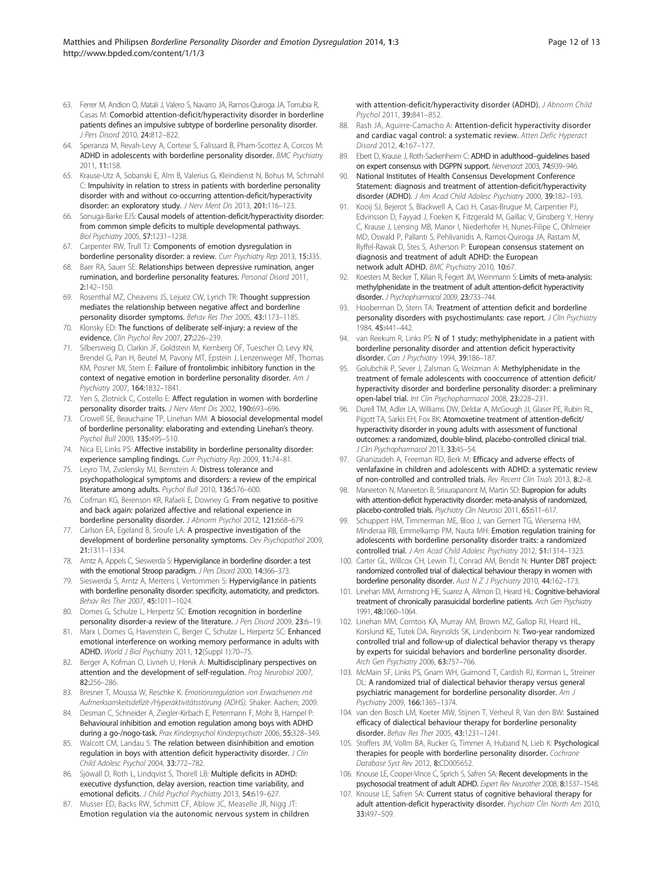63. Ferrer M, Andion O, Matali J, Valero S, Navarro JA, Ramos-Quiroga JA, Torrubia R, Casas M: **Comorbid attention-deficit/hyperactivity disorder in borderline patients defines an impulsive subtype of borderline personality disorder.** *J Pers Disord* 2010, **24:**812–822.
64. Speranza M, Revah-Levy A, Cortese S, Falissard B, Pham-Scottez A, Corcos M: **ADHD in adolescents with borderline personality disorder.** *BMC Psychiatry* 2011, **11:**158.
65. Krause-Utz A, Sobanski E, Alm B, Valerius G, Kleindienst N, Bohus M, Schmahl C: **Impulsivity in relation to stress in patients with borderline personality disorder with and without co-occurring attention-deficit/hyperactivity disorder: an exploratory study.** *J Nerv Ment Dis* 2013, **201:**116–123.
66. Sonuga-Barke EJS: **Causal models of attention-deficit/hyperactivity disorder: from common simple deficits to multiple developmental pathways.** *Biol Psychiatry* 2005, **57:**1231–1238.
67. Carpenter RW, Trull TJ: **Components of emotion dysregulation in borderline personality disorder: a review.** *Curr Psychiatry Rep* 2013, **15:**335.
68. Baer RA, Sauer SE: **Relationships between depressive rumination, anger rumination, and borderline personality features.** *Personal Disord* 2011, **2:**142–150.
69. Rosenthal MZ, Cheavens JS, Lejuez CW, Lynch TR: **Thought suppression mediates the relationship between negative affect and borderline personality disorder symptoms.** *Behav Res Ther* 2005, **43:**1173–1185.
70. Klonsky ED: **The functions of deliberate self-injury: a review of the evidence.** *Clin Psychol Rev* 2007, **27:**226–239.
71. Silbersweig D, Clarkin JF, Goldstein M, Kernberg OF, Tuescher O, Levy KN, Brendel G, Pan H, Beutel M, Pavony MT, Epstein J, Lenzenweger MF, Thomas KM, Posner MI, Stern E: **Failure of frontolimbic inhibitory function in the context of negative emotion in borderline personality disorder.** *Am J Psychiatry* 2007, **164:**1832–1841.
72. Yen S, Zlotnick C, Costello E: **Affect regulation in women with borderline personality disorder traits.** *J Nerv Ment Dis* 2002, **190:**693–696.
73. Crowell SE, Beauchaine TP, Linehan MM: **A biosocial developmental model of borderline personality: elaborating and extending Linehan's theory.** *Psychol Bull* 2009, **135:**495–510.
74. Nica EI, Links PS: **Affective instability in borderline personality disorder: experience sampling findings.** *Curr Psychiatry Rep* 2009, **11:**74–81.
75. Leyro TM, Zvolensky MJ, Bernstein A: **Distress tolerance and psychopathological symptoms and disorders: a review of the empirical literature among adults.** *Psychol Bull* 2010, **136:**576–600.
76. Coifman KG, Berenson KR, Rafaeli E, Downey G: **From negative to positive and back again: polarized affective and relational experience in borderline personality disorder.** *J Abnorm Psychol* 2012, **121:**668–679.
77. Carlson EA, Egeland B, Sroufe LA: **A prospective investigation of the development of borderline personality symptoms.** *Dev Psychopathol* 2009, **21:**1311–1334.
78. Arntz A, Appels C, Sieswerda S: **Hypervigilance in borderline disorder: a test with the emotional Stroop paradigm.** *J Pers Disord* 2000, **14:**366–373.
79. Sieswerda S, Arntz A, Mertens I, Vertommen S: **Hypervigilance in patients with borderline personality disorder: specificity, automaticity, and predictors.** *Behav Res Ther* 2007, **45:**1011–1024.
80. Domes G, Schulze L, Herpertz SC: **Emotion recognition in borderline personality disorder-a review of the literature.** *J Pers Disord* 2009, **23:**6–19.
81. Marx I, Domes G, Havenstein C, Berger C, Schulze L, Herpertz SC: **Enhanced emotional interference on working memory performance in adults with ADHD.** *World J Biol Psychiatry* 2011, **12**(Suppl 1)**:**70–75.
82. Berger A, Kofman O, Livneh U, Henik A: **Multidisciplinary perspectives on attention and the development of self-regulation.** *Prog Neurobiol* 2007, **82:**256–286.
83. Bresner T, Moussa W, Reschke K: *Emotionsregulation von Erwachsenen mit Aufmerksamkeitsdefizit-/Hyperaktivitätsstörung (ADHS).* Shaker: Aachen; 2009.
84. Desman C, Schneider A, Ziegler-Kirbach E, Petermann F, Mohr B, Hampel P: **Behavioural inhibition and emotion regulation among boys with ADHD during a go-/nogo-task.** *Prax Kinderpsychol Kinderpsychiatr* 2006, **55:**328–349.
85. Walcott CM, Landau S: **The relation between disinhibition and emotion regulation in boys with attention deficit hyperactivity disorder.** *J Clin Child Adolesc Psychol* 2004, **33:**772–782.
86. Sjöwall D, Roth L, Lindqvist S, Thorell LB: **Multiple deficits in ADHD: executive dysfunction, delay aversion, reaction time variability, and emotional deficits.** *J Child Psychol Psychiatry* 2013, **54:**619–627.
87. Musser ED, Backs RW, Schmitt CF, Ablow JC, Measelle JR, Nigg JT: **Emotion regulation via the autonomic nervous system in children with attention-deficit/hyperactivity disorder (ADHD).** *J Abnorm Child Psychol* 2011, **39:**841–852.
88. Rash JA, Aguirre-Camacho A: **Attention-deficit hyperactivity disorder and cardiac vagal control: a systematic review.** *Atten Defic Hyperact Disord* 2012, **4:**167–177.
89. Ebert D, Krause J, Roth-Sackenheim C: **ADHD in adulthood–guidelines based on expert consensus with DGPPN support.** *Nervenarzt* 2003, **74:**939–946.
90. National Institutes of Health Consensus Development Conference Statement: **diagnosis and treatment of attention-deficit/hyperactivity disorder (ADHD).** *J Am Acad Child Adolesc Psychiatry* 2000, **39:**182–193.
91. Kooij SJ, Bejerot S, Blackwell A, Caci H, Casas-Brugue M, Carpentier PJ, Edvinsson D, Fayyad J, Foeken K, Fitzgerald M, Gaillac V, Ginsberg Y, Henry C, Krause J, Lensing MB, Manor I, Niederhofer H, Nunes-Filipe C, Ohlmeier MD, Oswald P, Pallanti S, Pehlivanidis A, Ramos-Quiroga JA, Rastam M, Ryffel-Rawak D, Stes S, Asherson P: **European consensus statement on diagnosis and treatment of adult ADHD: the European network adult ADHD.** *BMC Psychiatry* 2010, **10:**67.
92. Koesters M, Becker T, Kilian R, Fegert JM, Weinmann S: **Limits of meta-analysis: methylphenidate in the treatment of adult attention-deficit hyperactivity disorder.** *J Psychopharmacol* 2009, **23:**733–744.
93. Hooberman D, Stern TA: **Treatment of attention deficit and borderline personality disorders with psychostimulants: case report.** *J Clin Psychiatry* 1984, **45:**441–442.
94. van Reekum R, Links PS: **N of 1 study: methylphenidate in a patient with borderline personality disorder and attention deficit hyperactivity disorder.** *Can J Psychiatry* 1994, **39:**186–187.
95. Golubchik P, Sever J, Zalsman G, Weizman A: **Methylphenidate in the treatment of female adolescents with cooccurrence of attention deficit/hyperactivity disorder and borderline personality disorder: a preliminary open-label trial.** *Int Clin Psychopharmacol* 2008, **23:**228–231.
96. Durell TM, Adler LA, Williams DW, Deldar A, McGough JJ, Glaser PE, Rubin RL, Pigott TA, Sarkis EH, Fox BK: **Atomoxetine treatment of attention-deficit/hyperactivity disorder in young adults with assessment of functional outcomes: a randomized, double-blind, placebo-controlled clinical trial.** *J Clin Psychopharmacol* 2013, **33:**45–54.
97. Ghanizadeh A, Freeman RD, Berk M: **Efficacy and adverse effects of venlafaxine in children and adolescents with ADHD: a systematic review of non-controlled and controlled trials.** *Rev Recent Clin Trials* 2013, **8:**2–8.
98. Maneeton N, Maneeton B, Srisurapanont M, Martin SD: **Bupropion for adults with attention-deficit hyperactivity disorder: meta-analysis of randomized, placebo-controlled trials.** *Psychiatry Clin Neurosci* 2011, **65:**611–617.
99. Schuppert HM, Timmerman ME, Bloo J, van Gemert TG, Wiersema HM, Minderaa RB, Emmelkamp PM, Nauta MH: **Emotion regulation training for adolescents with borderline personality disorder traits: a randomized controlled trial.** *J Am Acad Child Adolesc Psychiatry* 2012, **51:**1314–1323.
100. Carter GL, Willcox CH, Lewin TJ, Conrad AM, Bendit N: **Hunter DBT project: randomized controlled trial of dialectical behaviour therapy in women with borderline personality disorder.** *Aust N Z J Psychiatry* 2010, **44:**162–173.
101. Linehan MM, Armstrong HE, Suarez A, Allmon D, Heard HL: **Cognitive-behavioral treatment of chronically parasuicidal borderline patients.** *Arch Gen Psychiatry* 1991, **48:**1060–1064.
102. Linehan MM, Comtois KA, Murray AM, Brown MZ, Gallop RJ, Heard HL, Korslund KE, Tutek DA, Reynolds SK, Lindenboim N: **Two-year randomized controlled trial and follow-up of dialectical behavior therapy vs therapy by experts for suicidal behaviors and borderline personality disorder.** *Arch Gen Psychiatry* 2006, **63:**757–766.
103. McMain SF, Links PS, Gnam WH, Guimond T, Cardish RJ, Korman L, Streiner DL: **A randomized trial of dialectical behavior therapy versus general psychiatric management for borderline personality disorder.** *Am J Psychiatry* 2009, **166:**1365–1374.
104. van den Bosch LM, Koeter MW, Stijnen T, Verheul R, Van den BW: **Sustained efficacy of dialectical behaviour therapy for borderline personality disorder.** *Behav Res Ther* 2005, **43:**1231–1241.
105. Stoffers JM, Vollm BA, Rucker G, Timmer A, Huband N, Lieb K: **Psychological therapies for people with borderline personality disorder.** *Cochrane Database Syst Rev* 2012, **8:**CD005652.
106. Knouse LE, Cooper-Vince C, Sprich S, Safren SA: **Recent developments in the psychosocial treatment of adult ADHD.** *Expert Rev Neurother* 2008, **8:**1537–1548.
107. Knouse LE, Safren SA: **Current status of cognitive behavioral therapy for adult attention-deficit hyperactivity disorder.** *Psychiatr Clin North Am* 2010, **33:**497–509.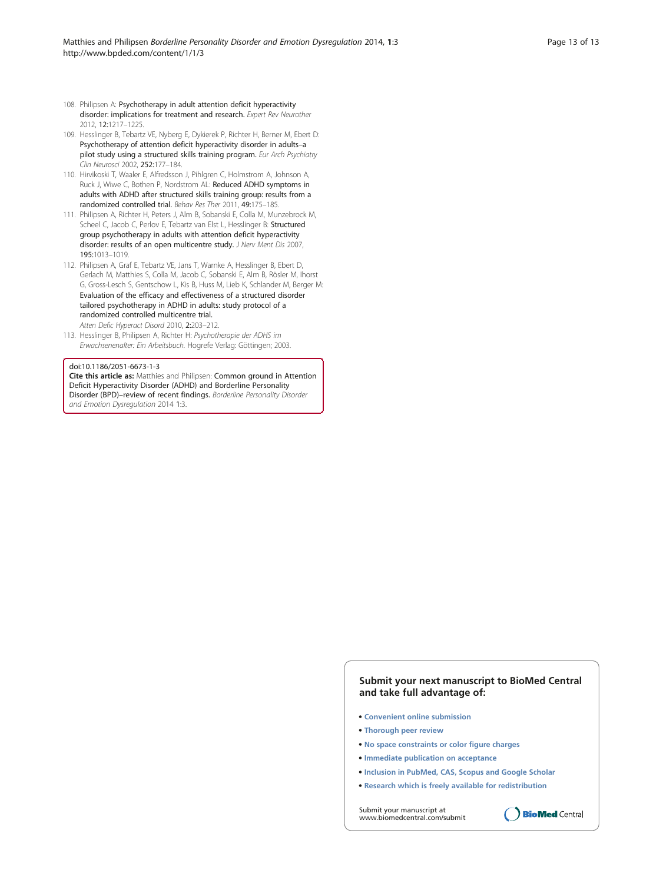108. Philipsen A: **Psychotherapy in adult attention deficit hyperactivity disorder: implications for treatment and research.** *Expert Rev Neurother* 2012, **12:**1217–1225.
109. Hesslinger B, Tebartz VE, Nyberg E, Dykierek P, Richter H, Berner M, Ebert D: **Psychotherapy of attention deficit hyperactivity disorder in adults–a pilot study using a structured skills training program.** *Eur Arch Psychiatry Clin Neurosci* 2002, **252:**177–184.
110. Hirvikoski T, Waaler E, Alfredsson J, Pihlgren C, Holmstrom A, Johnson A, Ruck J, Wiwe C, Bothen P, Nordstrom AL: **Reduced ADHD symptoms in adults with ADHD after structured skills training group: results from a randomized controlled trial.** *Behav Res Ther* 2011, **49:**175–185.
111. Philipsen A, Richter H, Peters J, Alm B, Sobanski E, Colla M, Munzebrock M, Scheel C, Jacob C, Perlov E, Tebartz van Elst L, Hesslinger B: **Structured group psychotherapy in adults with attention deficit hyperactivity disorder: results of an open multicentre study.** *J Nerv Ment Dis* 2007, **195:**1013–1019.
112. Philipsen A, Graf E, Tebartz VE, Jans T, Warnke A, Hesslinger B, Ebert D, Gerlach M, Matthies S, Colla M, Jacob C, Sobanski E, Alm B, Rösler M, Ihorst G, Gross-Lesch S, Gentschow L, Kis B, Huss M, Lieb K, Schlander M, Berger M: **Evaluation of the efficacy and effectiveness of a structured disorder tailored psychotherapy in ADHD in adults: study protocol of a randomized controlled multicentre trial.** *Atten Defic Hyperact Disord* 2010, **2:**203–212.
113. Hesslinger B, Philipsen A, Richter H: *Psychotherapie der ADHS im Erwachsenenalter: Ein Arbeitsbuch.* Hogrefe Verlag: Göttingen; 2003.

doi:10.1186/2051-6673-1-3
**Cite this article as:** Matthies and Philipsen: **Common ground in Attention Deficit Hyperactivity Disorder (ADHD) and Borderline Personality Disorder (BPD)–review of recent findings.** *Borderline Personality Disorder and Emotion Dysregulation* 2014 **1**:3.

**Submit your next manuscript to BioMed Central and take full advantage of:**

- **Convenient online submission**
- **Thorough peer review**
- **No space constraints or color figure charges**
- **Immediate publication on acceptance**
- **Inclusion in PubMed, CAS, Scopus and Google Scholar**
- **Research which is freely available for redistribution**

Submit your manuscript at
www.biomedcentral.com/submit

BioMed Central